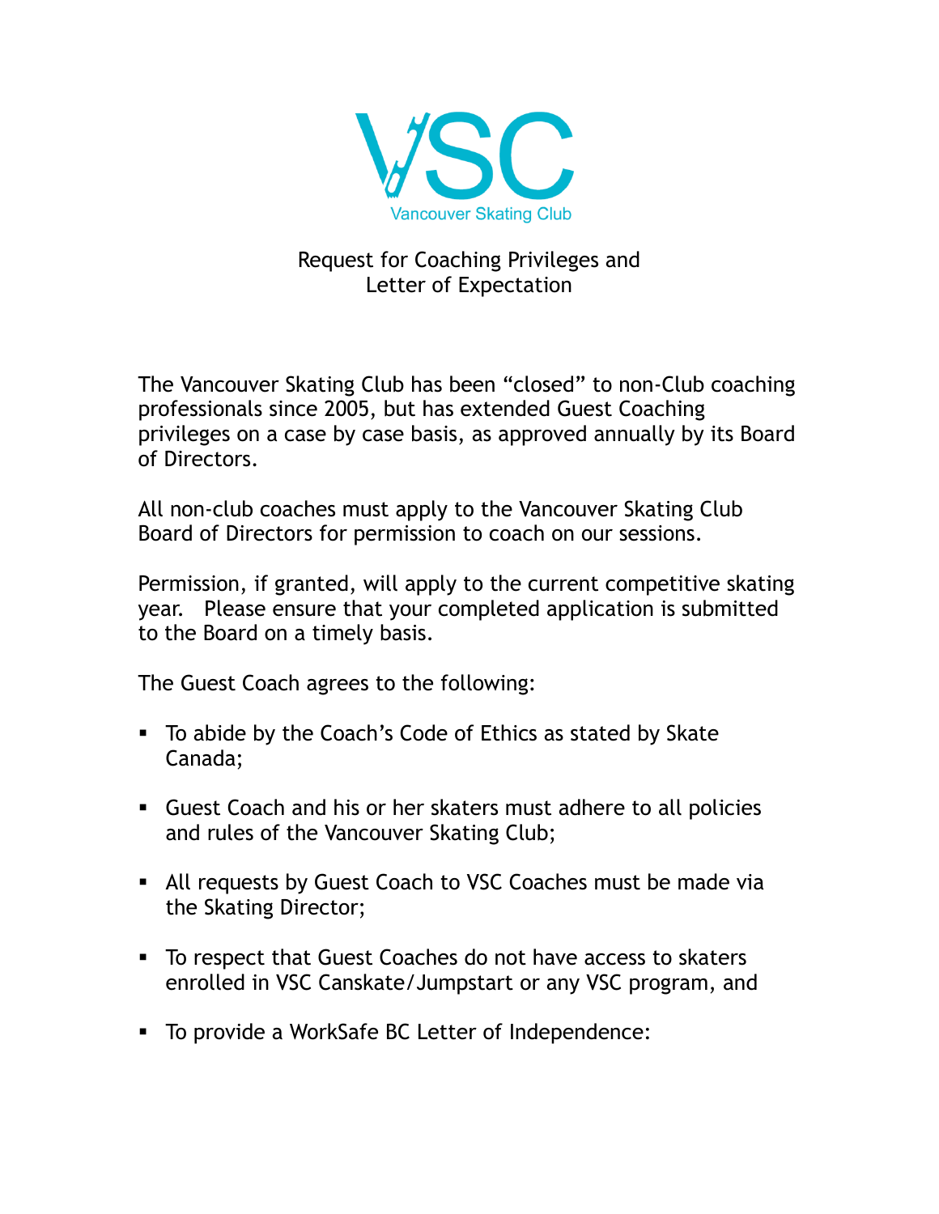VSC

Vancouver Skating Club

# Request for Coaching Privileges and Letter of Expectation

The Vancouver Skating Club has been "closed" to non-Club coaching professionals since 2005, but has extended Guest Coaching privileges on a case by case basis, as approved annually by its Board of Directors.

All non-club coaches must apply to the Vancouver Skating Club Board of Directors for permission to coach on our sessions.

Permission, if granted, will apply to the current competitive skating year. Please ensure that your completed application is submitted to the Board on a timely basis.

The Guest Coach agrees to the following:

- To abide by the Coach's Code of Ethics as stated by Skate Canada;
- Guest Coach and his or her skaters must adhere to all policies and rules of the Vancouver Skating Club;
- All requests by Guest Coach to VSC Coaches must be made via the Skating Director;
- To respect that Guest Coaches do not have access to skaters enrolled in VSC Canskate/Jumpstart or any VSC program, and
- To provide a WorkSafe BC Letter of Independence: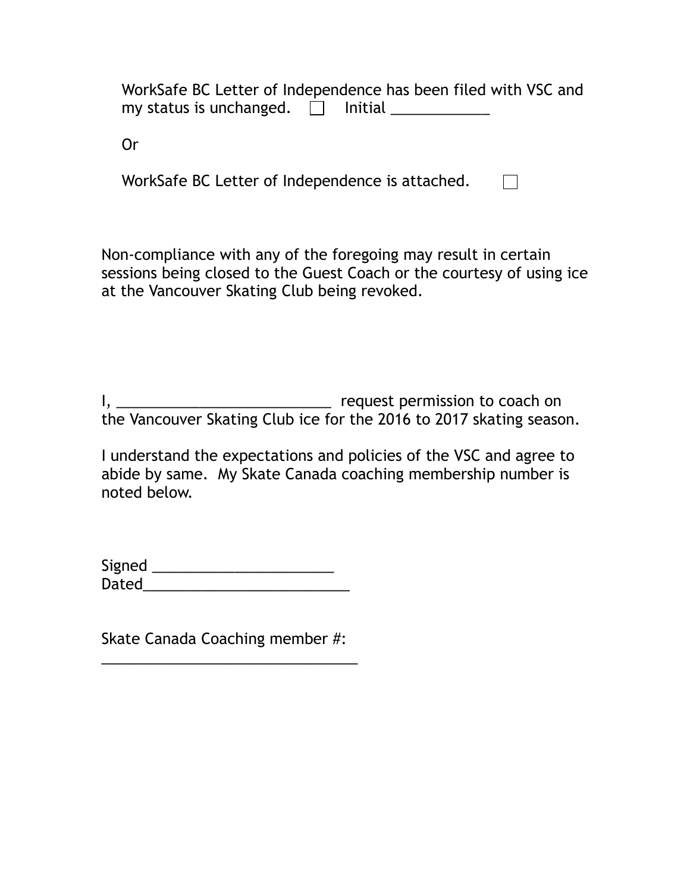WorkSafe BC Letter of Independence has been filed with VSC and my status is unchanged. ☐ Initial ____________

Or

WorkSafe BC Letter of Independence is attached. ☐

Non-compliance with any of the foregoing may result in certain sessions being closed to the Guest Coach or the courtesy of using ice at the Vancouver Skating Club being revoked.

I, ___________________________ request permission to coach on the Vancouver Skating Club ice for the 2016 to 2017 skating season.

I understand the expectations and policies of the VSC and agree to abide by same. My Skate Canada coaching membership number is noted below.

Signed _______________________

Dated__________________________

Skate Canada Coaching member #: _________________________________